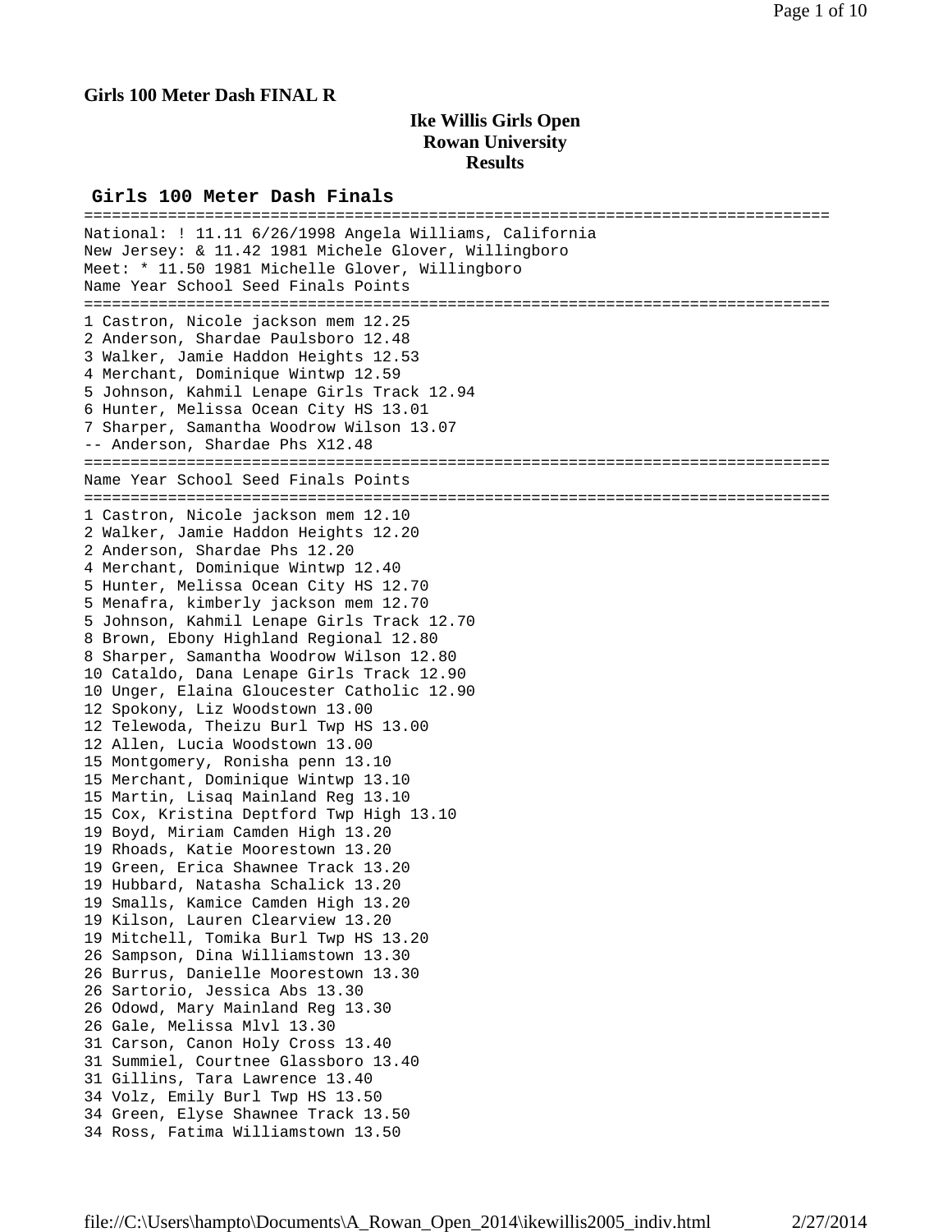**Girls 100 Meter Dash FINAL R**

## Ike Willis Girls Open
## Rowan University
## Results

### Girls 100 Meter Dash Finals

```
================================================================================
National: ! 11.11 6/26/1998 Angela Williams, California
New Jersey: & 11.42 1981 Michele Glover, Willingboro
Meet: * 11.50 1981 Michelle Glover, Willingboro
Name Year School Seed Finals Points
================================================================================
1 Castron, Nicole jackson mem 12.25
2 Anderson, Shardae Paulsboro 12.48
3 Walker, Jamie Haddon Heights 12.53
4 Merchant, Dominique Wintwp 12.59
5 Johnson, Kahmil Lenape Girls Track 12.94
6 Hunter, Melissa Ocean City HS 13.01
7 Sharper, Samantha Woodrow Wilson 13.07
-- Anderson, Shardae Phs X12.48
================================================================================
Name Year School Seed Finals Points
================================================================================
1 Castron, Nicole jackson mem 12.10
2 Walker, Jamie Haddon Heights 12.20
2 Anderson, Shardae Phs 12.20
4 Merchant, Dominique Wintwp 12.40
5 Hunter, Melissa Ocean City HS 12.70
5 Menafra, kimberly jackson mem 12.70
5 Johnson, Kahmil Lenape Girls Track 12.70
8 Brown, Ebony Highland Regional 12.80
8 Sharper, Samantha Woodrow Wilson 12.80
10 Cataldo, Dana Lenape Girls Track 12.90
10 Unger, Elaina Gloucester Catholic 12.90
12 Spokony, Liz Woodstown 13.00
12 Telewoda, Theizu Burl Twp HS 13.00
12 Allen, Lucia Woodstown 13.00
15 Montgomery, Ronisha penn 13.10
15 Merchant, Dominique Wintwp 13.10
15 Martin, Lisaq Mainland Reg 13.10
15 Cox, Kristina Deptford Twp High 13.10
19 Boyd, Miriam Camden High 13.20
19 Rhoads, Katie Moorestown 13.20
19 Green, Erica Shawnee Track 13.20
19 Hubbard, Natasha Schalick 13.20
19 Smalls, Kamice Camden High 13.20
19 Kilson, Lauren Clearview 13.20
19 Mitchell, Tomika Burl Twp HS 13.20
26 Sampson, Dina Williamstown 13.30
26 Burrus, Danielle Moorestown 13.30
26 Sartorio, Jessica Abs 13.30
26 Odowd, Mary Mainland Reg 13.30
26 Gale, Melissa Mlvl 13.30
31 Carson, Canon Holy Cross 13.40
31 Summiel, Courtnee Glassboro 13.40
31 Gillins, Tara Lawrence 13.40
34 Volz, Emily Burl Twp HS 13.50
34 Green, Elyse Shawnee Track 13.50
34 Ross, Fatima Williamstown 13.50
```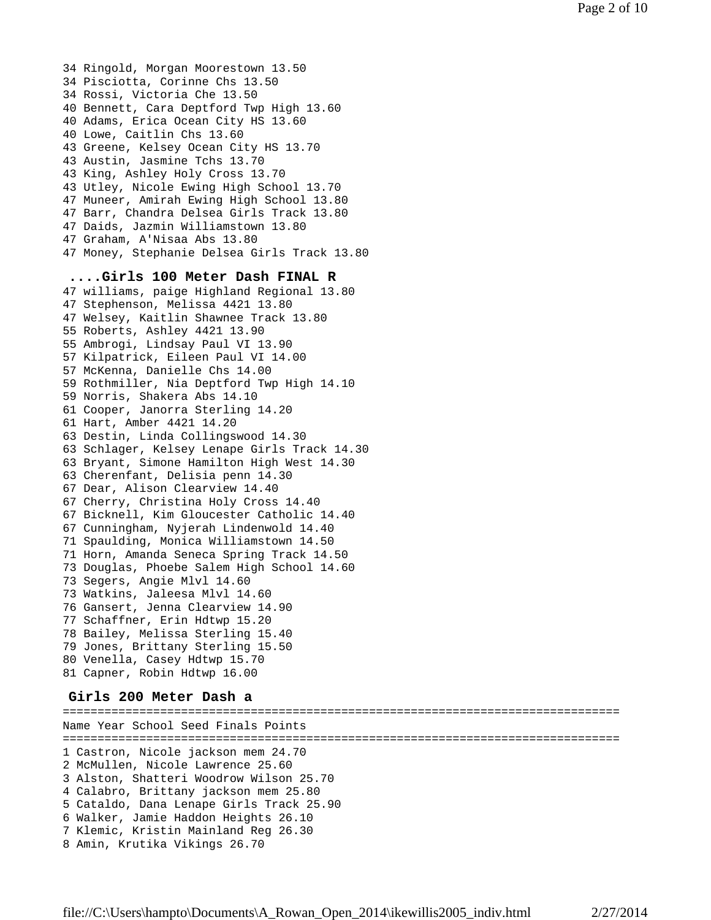```
34 Ringold, Morgan Moorestown 13.50
34 Pisciotta, Corinne Chs 13.50
34 Rossi, Victoria Che 13.50
40 Bennett, Cara Deptford Twp High 13.60
40 Adams, Erica Ocean City HS 13.60
40 Lowe, Caitlin Chs 13.60
43 Greene, Kelsey Ocean City HS 13.70
43 Austin, Jasmine Tchs 13.70
43 King, Ashley Holy Cross 13.70
43 Utley, Nicole Ewing High School 13.70
47 Muneer, Amirah Ewing High School 13.80
47 Barr, Chandra Delsea Girls Track 13.80
47 Daids, Jazmin Williamstown 13.80
47 Graham, A'Nisaa Abs 13.80
47 Money, Stephanie Delsea Girls Track 13.80
```

### ....Girls 100 Meter Dash FINAL R

```
47 williams, paige Highland Regional 13.80
47 Stephenson, Melissa 4421 13.80
47 Welsey, Kaitlin Shawnee Track 13.80
55 Roberts, Ashley 4421 13.90
55 Ambrogi, Lindsay Paul VI 13.90
57 Kilpatrick, Eileen Paul VI 14.00
57 McKenna, Danielle Chs 14.00
59 Rothmiller, Nia Deptford Twp High 14.10
59 Norris, Shakera Abs 14.10
61 Cooper, Janorra Sterling 14.20
61 Hart, Amber 4421 14.20
63 Destin, Linda Collingswood 14.30
63 Schlager, Kelsey Lenape Girls Track 14.30
63 Bryant, Simone Hamilton High West 14.30
63 Cherenfant, Delisia penn 14.30
67 Dear, Alison Clearview 14.40
67 Cherry, Christina Holy Cross 14.40
67 Bicknell, Kim Gloucester Catholic 14.40
67 Cunningham, Nyjerah Lindenwold 14.40
71 Spaulding, Monica Williamstown 14.50
71 Horn, Amanda Seneca Spring Track 14.50
73 Douglas, Phoebe Salem High School 14.60
73 Segers, Angie Mlvl 14.60
73 Watkins, Jaleesa Mlvl 14.60
76 Gansert, Jenna Clearview 14.90
77 Schaffner, Erin Hdtwp 15.20
78 Bailey, Melissa Sterling 15.40
79 Jones, Brittany Sterling 15.50
80 Venella, Casey Hdtwp 15.70
81 Capner, Robin Hdtwp 16.00
```

### Girls 200 Meter Dash a

```
================================================================================
Name Year School Seed Finals Points
================================================================================
1 Castron, Nicole jackson mem 24.70
2 McMullen, Nicole Lawrence 25.60
3 Alston, Shatteri Woodrow Wilson 25.70
4 Calabro, Brittany jackson mem 25.80
5 Cataldo, Dana Lenape Girls Track 25.90
6 Walker, Jamie Haddon Heights 26.10
7 Klemic, Kristin Mainland Reg 26.30
8 Amin, Krutika Vikings 26.70
```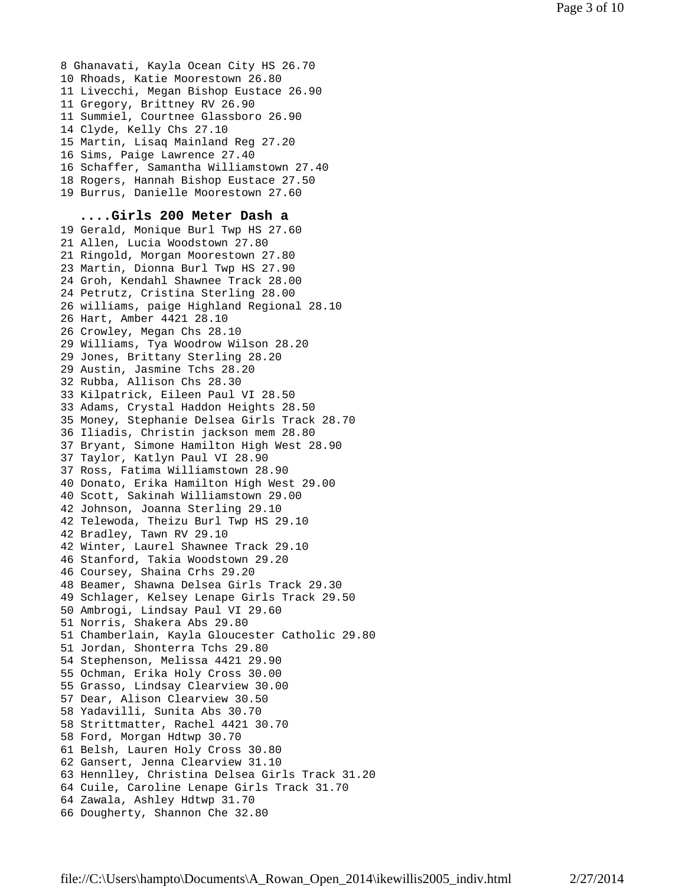8 Ghanavati, Kayla Ocean City HS 26.70
10 Rhoads, Katie Moorestown 26.80
11 Livecchi, Megan Bishop Eustace 26.90
11 Gregory, Brittney RV 26.90
11 Summiel, Courtnee Glassboro 26.90
14 Clyde, Kelly Chs 27.10
15 Martin, Lisaq Mainland Reg 27.20
16 Sims, Paige Lawrence 27.40
16 Schaffer, Samantha Williamstown 27.40
18 Rogers, Hannah Bishop Eustace 27.50
19 Burrus, Danielle Moorestown 27.60

**....Girls 200 Meter Dash a**

19 Gerald, Monique Burl Twp HS 27.60
21 Allen, Lucia Woodstown 27.80
21 Ringold, Morgan Moorestown 27.80
23 Martin, Dionna Burl Twp HS 27.90
24 Groh, Kendahl Shawnee Track 28.00
24 Petrutz, Cristina Sterling 28.00
26 williams, paige Highland Regional 28.10
26 Hart, Amber 4421 28.10
26 Crowley, Megan Chs 28.10
29 Williams, Tya Woodrow Wilson 28.20
29 Jones, Brittany Sterling 28.20
29 Austin, Jasmine Tchs 28.20
32 Rubba, Allison Chs 28.30
33 Kilpatrick, Eileen Paul VI 28.50
33 Adams, Crystal Haddon Heights 28.50
35 Money, Stephanie Delsea Girls Track 28.70
36 Iliadis, Christin jackson mem 28.80
37 Bryant, Simone Hamilton High West 28.90
37 Taylor, Katlyn Paul VI 28.90
37 Ross, Fatima Williamstown 28.90
40 Donato, Erika Hamilton High West 29.00
40 Scott, Sakinah Williamstown 29.00
42 Johnson, Joanna Sterling 29.10
42 Telewoda, Theizu Burl Twp HS 29.10
42 Bradley, Tawn RV 29.10
42 Winter, Laurel Shawnee Track 29.10
46 Stanford, Takia Woodstown 29.20
46 Coursey, Shaina Crhs 29.20
48 Beamer, Shawna Delsea Girls Track 29.30
49 Schlager, Kelsey Lenape Girls Track 29.50
50 Ambrogi, Lindsay Paul VI 29.60
51 Norris, Shakera Abs 29.80
51 Chamberlain, Kayla Gloucester Catholic 29.80
51 Jordan, Shonterra Tchs 29.80
54 Stephenson, Melissa 4421 29.90
55 Ochman, Erika Holy Cross 30.00
55 Grasso, Lindsay Clearview 30.00
57 Dear, Alison Clearview 30.50
58 Yadavilli, Sunita Abs 30.70
58 Strittmatter, Rachel 4421 30.70
58 Ford, Morgan Hdtwp 30.70
61 Belsh, Lauren Holy Cross 30.80
62 Gansert, Jenna Clearview 31.10
63 Hennlley, Christina Delsea Girls Track 31.20
64 Cuile, Caroline Lenape Girls Track 31.70
64 Zawala, Ashley Hdtwp 31.70
66 Dougherty, Shannon Che 32.80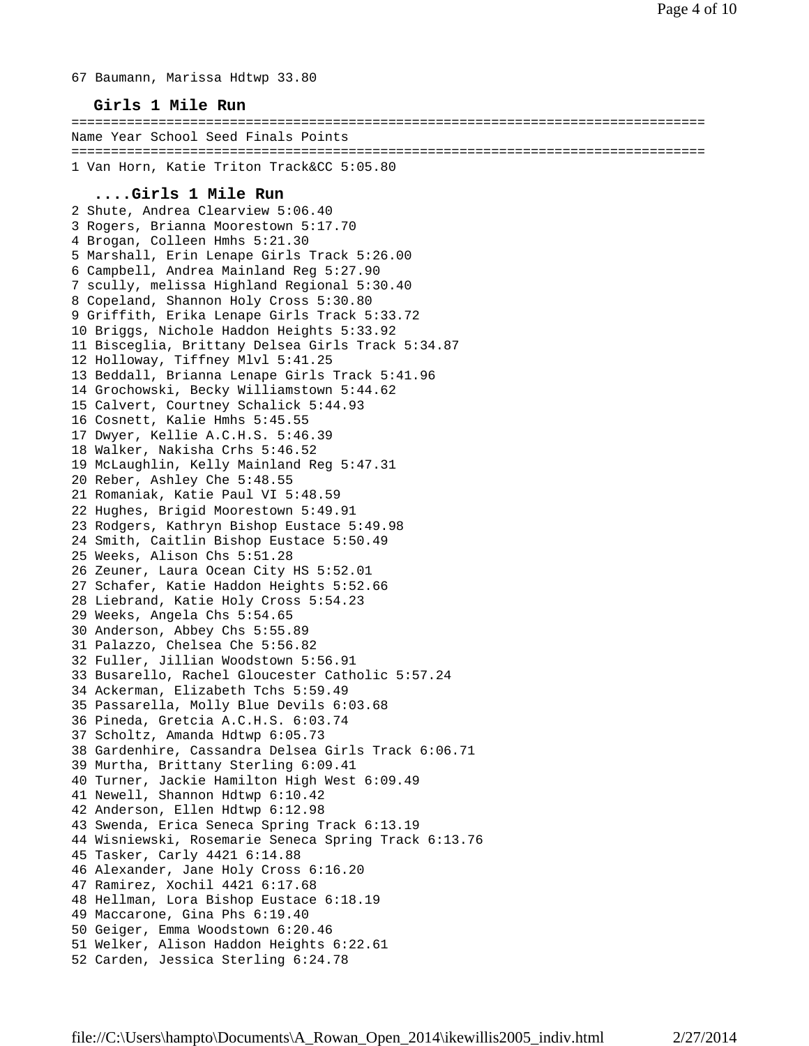67 Baumann, Marissa Hdtwp 33.80

## Girls 1 Mile Run

| Name | Year | School | Seed | Finals | Points |
|---|---|---|---|---|---|
| 1 Van Horn, Katie | | Triton Track&CC | | 5:05.80 | |

## ....Girls 1 Mile Run

```
2 Shute, Andrea Clearview 5:06.40
3 Rogers, Brianna Moorestown 5:17.70
4 Brogan, Colleen Hmhs 5:21.30
5 Marshall, Erin Lenape Girls Track 5:26.00
6 Campbell, Andrea Mainland Reg 5:27.90
7 scully, melissa Highland Regional 5:30.40
8 Copeland, Shannon Holy Cross 5:30.80
9 Griffith, Erika Lenape Girls Track 5:33.72
10 Briggs, Nichole Haddon Heights 5:33.92
11 Bisceglia, Brittany Delsea Girls Track 5:34.87
12 Holloway, Tiffney Mlvl 5:41.25
13 Beddall, Brianna Lenape Girls Track 5:41.96
14 Grochowski, Becky Williamstown 5:44.62
15 Calvert, Courtney Schalick 5:44.93
16 Cosnett, Kalie Hmhs 5:45.55
17 Dwyer, Kellie A.C.H.S. 5:46.39
18 Walker, Nakisha Crhs 5:46.52
19 McLaughlin, Kelly Mainland Reg 5:47.31
20 Reber, Ashley Che 5:48.55
21 Romaniak, Katie Paul VI 5:48.59
22 Hughes, Brigid Moorestown 5:49.91
23 Rodgers, Kathryn Bishop Eustace 5:49.98
24 Smith, Caitlin Bishop Eustace 5:50.49
25 Weeks, Alison Chs 5:51.28
26 Zeuner, Laura Ocean City HS 5:52.01
27 Schafer, Katie Haddon Heights 5:52.66
28 Liebrand, Katie Holy Cross 5:54.23
29 Weeks, Angela Chs 5:54.65
30 Anderson, Abbey Chs 5:55.89
31 Palazzo, Chelsea Che 5:56.82
32 Fuller, Jillian Woodstown 5:56.91
33 Busarello, Rachel Gloucester Catholic 5:57.24
34 Ackerman, Elizabeth Tchs 5:59.49
35 Passarella, Molly Blue Devils 6:03.68
36 Pineda, Gretcia A.C.H.S. 6:03.74
37 Scholtz, Amanda Hdtwp 6:05.73
38 Gardenhire, Cassandra Delsea Girls Track 6:06.71
39 Murtha, Brittany Sterling 6:09.41
40 Turner, Jackie Hamilton High West 6:09.49
41 Newell, Shannon Hdtwp 6:10.42
42 Anderson, Ellen Hdtwp 6:12.98
43 Swenda, Erica Seneca Spring Track 6:13.19
44 Wisniewski, Rosemarie Seneca Spring Track 6:13.76
45 Tasker, Carly 4421 6:14.88
46 Alexander, Jane Holy Cross 6:16.20
47 Ramirez, Xochil 4421 6:17.68
48 Hellman, Lora Bishop Eustace 6:18.19
49 Maccarone, Gina Phs 6:19.40
50 Geiger, Emma Woodstown 6:20.46
51 Welker, Alison Haddon Heights 6:22.61
52 Carden, Jessica Sterling 6:24.78
```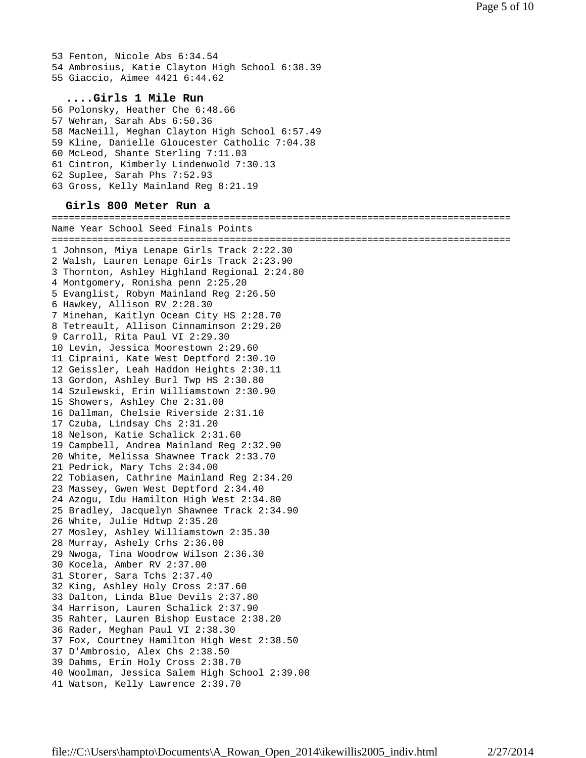53 Fenton, Nicole Abs 6:34.54
54 Ambrosius, Katie Clayton High School 6:38.39
55 Giaccio, Aimee 4421 6:44.62

### ....Girls 1 Mile Run

56 Polonsky, Heather Che 6:48.66
57 Wehran, Sarah Abs 6:50.36
58 MacNeill, Meghan Clayton High School 6:57.49
59 Kline, Danielle Gloucester Catholic 7:04.38
60 McLeod, Shante Sterling 7:11.03
61 Cintron, Kimberly Lindenwold 7:30.13
62 Suplee, Sarah Phs 7:52.93
63 Gross, Kelly Mainland Reg 8:21.19

### Girls 800 Meter Run a

```
================================================================================
Name Year School Seed Finals Points
================================================================================
1 Johnson, Miya Lenape Girls Track 2:22.30
2 Walsh, Lauren Lenape Girls Track 2:23.90
3 Thornton, Ashley Highland Regional 2:24.80
4 Montgomery, Ronisha penn 2:25.20
5 Evanglist, Robyn Mainland Reg 2:26.50
6 Hawkey, Allison RV 2:28.30
7 Minehan, Kaitlyn Ocean City HS 2:28.70
8 Tetreault, Allison Cinnaminson 2:29.20
9 Carroll, Rita Paul VI 2:29.30
10 Levin, Jessica Moorestown 2:29.60
11 Cipraini, Kate West Deptford 2:30.10
12 Geissler, Leah Haddon Heights 2:30.11
13 Gordon, Ashley Burl Twp HS 2:30.80
14 Szulewski, Erin Williamstown 2:30.90
15 Showers, Ashley Che 2:31.00
16 Dallman, Chelsie Riverside 2:31.10
17 Czuba, Lindsay Chs 2:31.20
18 Nelson, Katie Schalick 2:31.60
19 Campbell, Andrea Mainland Reg 2:32.90
20 White, Melissa Shawnee Track 2:33.70
21 Pedrick, Mary Tchs 2:34.00
22 Tobiasen, Cathrine Mainland Reg 2:34.20
23 Massey, Gwen West Deptford 2:34.40
24 Azogu, Idu Hamilton High West 2:34.80
25 Bradley, Jacquelyn Shawnee Track 2:34.90
26 White, Julie Hdtwp 2:35.20
27 Mosley, Ashley Williamstown 2:35.30
28 Murray, Ashely Crhs 2:36.00
29 Nwoga, Tina Woodrow Wilson 2:36.30
30 Kocela, Amber RV 2:37.00
31 Storer, Sara Tchs 2:37.40
32 King, Ashley Holy Cross 2:37.60
33 Dalton, Linda Blue Devils 2:37.80
34 Harrison, Lauren Schalick 2:37.90
35 Rahter, Lauren Bishop Eustace 2:38.20
36 Rader, Meghan Paul VI 2:38.30
37 Fox, Courtney Hamilton High West 2:38.50
37 D'Ambrosio, Alex Chs 2:38.50
39 Dahms, Erin Holy Cross 2:38.70
40 Woolman, Jessica Salem High School 2:39.00
41 Watson, Kelly Lawrence 2:39.70
```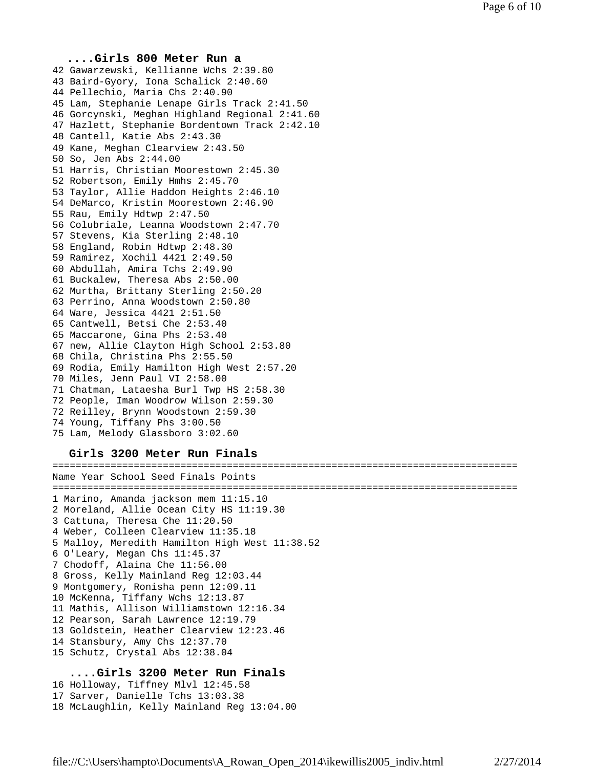### ....Girls 800 Meter Run a

```
42 Gawarzewski, Kellianne Wchs 2:39.80
43 Baird-Gyory, Iona Schalick 2:40.60
44 Pellechio, Maria Chs 2:40.90
45 Lam, Stephanie Lenape Girls Track 2:41.50
46 Gorcynski, Meghan Highland Regional 2:41.60
47 Hazlett, Stephanie Bordentown Track 2:42.10
48 Cantell, Katie Abs 2:43.30
49 Kane, Meghan Clearview 2:43.50
50 So, Jen Abs 2:44.00
51 Harris, Christian Moorestown 2:45.30
52 Robertson, Emily Hmhs 2:45.70
53 Taylor, Allie Haddon Heights 2:46.10
54 DeMarco, Kristin Moorestown 2:46.90
55 Rau, Emily Hdtwp 2:47.50
56 Colubriale, Leanna Woodstown 2:47.70
57 Stevens, Kia Sterling 2:48.10
58 England, Robin Hdtwp 2:48.30
59 Ramirez, Xochil 4421 2:49.50
60 Abdullah, Amira Tchs 2:49.90
61 Buckalew, Theresa Abs 2:50.00
62 Murtha, Brittany Sterling 2:50.20
63 Perrino, Anna Woodstown 2:50.80
64 Ware, Jessica 4421 2:51.50
65 Cantwell, Betsi Che 2:53.40
65 Maccarone, Gina Phs 2:53.40
67 new, Allie Clayton High School 2:53.80
68 Chila, Christina Phs 2:55.50
69 Rodia, Emily Hamilton High West 2:57.20
70 Miles, Jenn Paul VI 2:58.00
71 Chatman, Lataesha Burl Twp HS 2:58.30
72 People, Iman Woodrow Wilson 2:59.30
72 Reilley, Brynn Woodstown 2:59.30
74 Young, Tiffany Phs 3:00.50
75 Lam, Melody Glassboro 3:02.60
```

### Girls 3200 Meter Run Finals

```
================================================================================
Name Year School Seed Finals Points
================================================================================
1 Marino, Amanda jackson mem 11:15.10
2 Moreland, Allie Ocean City HS 11:19.30
3 Cattuna, Theresa Che 11:20.50
4 Weber, Colleen Clearview 11:35.18
5 Malloy, Meredith Hamilton High West 11:38.52
6 O'Leary, Megan Chs 11:45.37
7 Chodoff, Alaina Che 11:56.00
8 Gross, Kelly Mainland Reg 12:03.44
9 Montgomery, Ronisha penn 12:09.11
10 McKenna, Tiffany Wchs 12:13.87
11 Mathis, Allison Williamstown 12:16.34
12 Pearson, Sarah Lawrence 12:19.79
13 Goldstein, Heather Clearview 12:23.46
14 Stansbury, Amy Chs 12:37.70
15 Schutz, Crystal Abs 12:38.04
```

### ....Girls 3200 Meter Run Finals

```
16 Holloway, Tiffney Mlvl 12:45.58
17 Sarver, Danielle Tchs 13:03.38
18 McLaughlin, Kelly Mainland Reg 13:04.00
```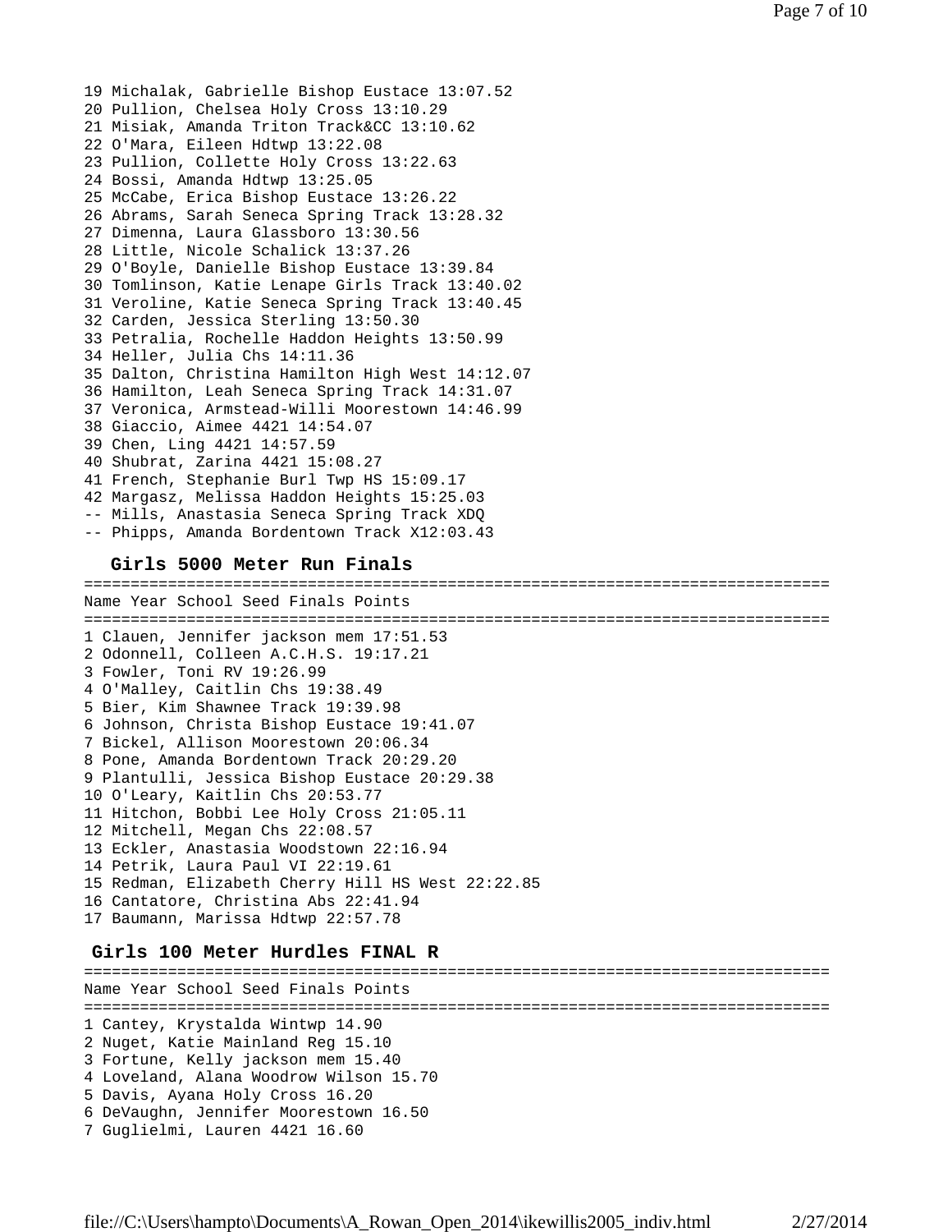19 Michalak, Gabrielle Bishop Eustace 13:07.52
20 Pullion, Chelsea Holy Cross 13:10.29
21 Misiak, Amanda Triton Track&CC 13:10.62
22 O'Mara, Eileen Hdtwp 13:22.08
23 Pullion, Collette Holy Cross 13:22.63
24 Bossi, Amanda Hdtwp 13:25.05
25 McCabe, Erica Bishop Eustace 13:26.22
26 Abrams, Sarah Seneca Spring Track 13:28.32
27 Dimenna, Laura Glassboro 13:30.56
28 Little, Nicole Schalick 13:37.26
29 O'Boyle, Danielle Bishop Eustace 13:39.84
30 Tomlinson, Katie Lenape Girls Track 13:40.02
31 Veroline, Katie Seneca Spring Track 13:40.45
32 Carden, Jessica Sterling 13:50.30
33 Petralia, Rochelle Haddon Heights 13:50.99
34 Heller, Julia Chs 14:11.36
35 Dalton, Christina Hamilton High West 14:12.07
36 Hamilton, Leah Seneca Spring Track 14:31.07
37 Veronica, Armstead-Willi Moorestown 14:46.99
38 Giaccio, Aimee 4421 14:54.07
39 Chen, Ling 4421 14:57.59
40 Shubrat, Zarina 4421 15:08.27
41 French, Stephanie Burl Twp HS 15:09.17
42 Margasz, Melissa Haddon Heights 15:25.03
-- Mills, Anastasia Seneca Spring Track XDQ
-- Phipps, Amanda Bordentown Track X12:03.43

## Girls 5000 Meter Run Finals

| Place | Name | Year | School | Seed | Finals | Points |
|---|---|---|---|---|---|---|
| 1 | Clauen, Jennifer | | jackson mem | | 17:51.53 | |
| 2 | Odonnell, Colleen | | A.C.H.S. | | 19:17.21 | |
| 3 | Fowler, Toni | | RV | | 19:26.99 | |
| 4 | O'Malley, Caitlin | | Chs | | 19:38.49 | |
| 5 | Bier, Kim | | Shawnee Track | | 19:39.98 | |
| 6 | Johnson, Christa | | Bishop Eustace | | 19:41.07 | |
| 7 | Bickel, Allison | | Moorestown | | 20:06.34 | |
| 8 | Pone, Amanda | | Bordentown Track | | 20:29.20 | |
| 9 | Plantulli, Jessica | | Bishop Eustace | | 20:29.38 | |
| 10 | O'Leary, Kaitlin | | Chs | | 20:53.77 | |
| 11 | Hitchon, Bobbi Lee | | Holy Cross | | 21:05.11 | |
| 12 | Mitchell, Megan | | Chs | | 22:08.57 | |
| 13 | Eckler, Anastasia | | Woodstown | | 22:16.94 | |
| 14 | Petrik, Laura | | Paul VI | | 22:19.61 | |
| 15 | Redman, Elizabeth | | Cherry Hill HS West | | 22:22.85 | |
| 16 | Cantatore, Christina | | Abs | | 22:41.94 | |
| 17 | Baumann, Marissa | | Hdtwp | | 22:57.78 | |

## Girls 100 Meter Hurdles FINAL R

| Place | Name | Year | School | Seed | Finals | Points |
|---|---|---|---|---|---|---|
| 1 | Cantey, Krystalda | | Wintwp | | 14.90 | |
| 2 | Nuget, Katie | | Mainland Reg | | 15.10 | |
| 3 | Fortune, Kelly | | jackson mem | | 15.40 | |
| 4 | Loveland, Alana | | Woodrow Wilson | | 15.70 | |
| 5 | Davis, Ayana | | Holy Cross | | 16.20 | |
| 6 | DeVaughn, Jennifer | | Moorestown | | 16.50 | |
| 7 | Guglielmi, Lauren | | 4421 | | 16.60 | |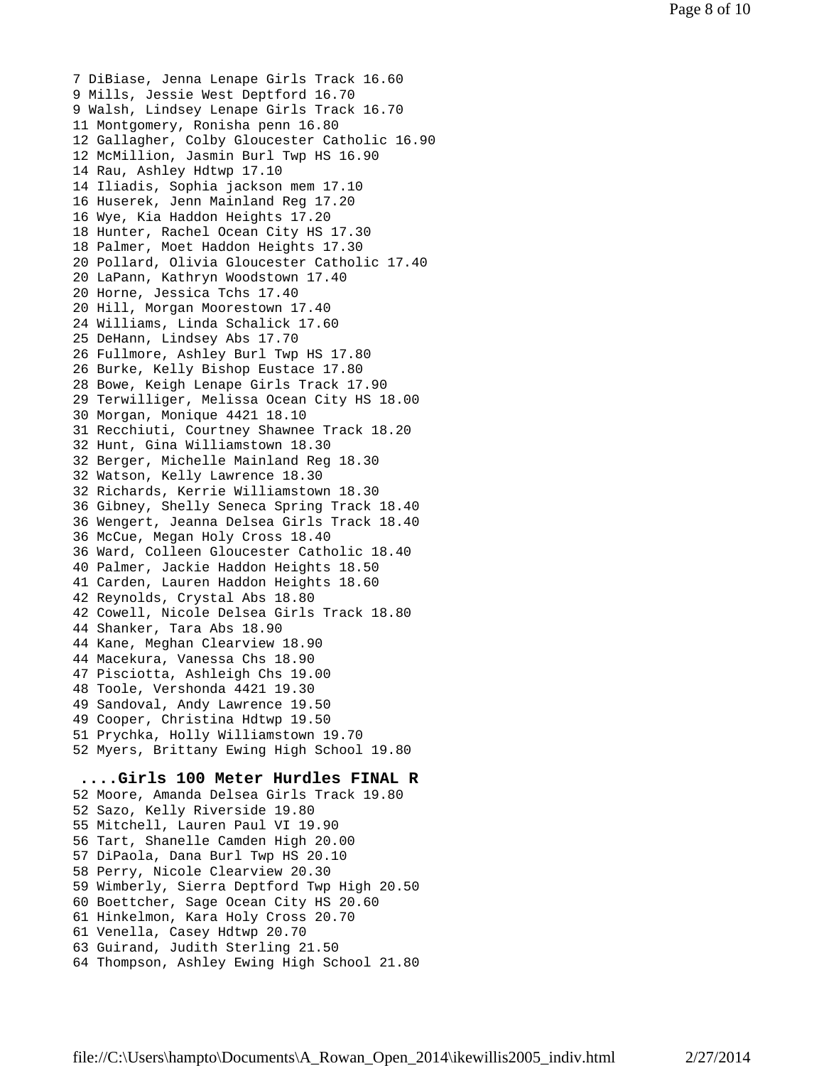7 DiBiase, Jenna Lenape Girls Track 16.60
9 Mills, Jessie West Deptford 16.70
9 Walsh, Lindsey Lenape Girls Track 16.70
11 Montgomery, Ronisha penn 16.80
12 Gallagher, Colby Gloucester Catholic 16.90
12 McMillion, Jasmin Burl Twp HS 16.90
14 Rau, Ashley Hdtwp 17.10
14 Iliadis, Sophia jackson mem 17.10
16 Huserek, Jenn Mainland Reg 17.20
16 Wye, Kia Haddon Heights 17.20
18 Hunter, Rachel Ocean City HS 17.30
18 Palmer, Moet Haddon Heights 17.30
20 Pollard, Olivia Gloucester Catholic 17.40
20 LaPann, Kathryn Woodstown 17.40
20 Horne, Jessica Tchs 17.40
20 Hill, Morgan Moorestown 17.40
24 Williams, Linda Schalick 17.60
25 DeHann, Lindsey Abs 17.70
26 Fullmore, Ashley Burl Twp HS 17.80
26 Burke, Kelly Bishop Eustace 17.80
28 Bowe, Keigh Lenape Girls Track 17.90
29 Terwilliger, Melissa Ocean City HS 18.00
30 Morgan, Monique 4421 18.10
31 Recchiuti, Courtney Shawnee Track 18.20
32 Hunt, Gina Williamstown 18.30
32 Berger, Michelle Mainland Reg 18.30
32 Watson, Kelly Lawrence 18.30
32 Richards, Kerrie Williamstown 18.30
36 Gibney, Shelly Seneca Spring Track 18.40
36 Wengert, Jeanna Delsea Girls Track 18.40
36 McCue, Megan Holy Cross 18.40
36 Ward, Colleen Gloucester Catholic 18.40
40 Palmer, Jackie Haddon Heights 18.50
41 Carden, Lauren Haddon Heights 18.60
42 Reynolds, Crystal Abs 18.80
42 Cowell, Nicole Delsea Girls Track 18.80
44 Shanker, Tara Abs 18.90
44 Kane, Meghan Clearview 18.90
44 Macekura, Vanessa Chs 18.90
47 Pisciotta, Ashleigh Chs 19.00
48 Toole, Vershonda 4421 19.30
49 Sandoval, Andy Lawrence 19.50
49 Cooper, Christina Hdtwp 19.50
51 Prychka, Holly Williamstown 19.70
52 Myers, Brittany Ewing High School 19.80

**....Girls 100 Meter Hurdles FINAL R**

52 Moore, Amanda Delsea Girls Track 19.80
52 Sazo, Kelly Riverside 19.80
55 Mitchell, Lauren Paul VI 19.90
56 Tart, Shanelle Camden High 20.00
57 DiPaola, Dana Burl Twp HS 20.10
58 Perry, Nicole Clearview 20.30
59 Wimberly, Sierra Deptford Twp High 20.50
60 Boettcher, Sage Ocean City HS 20.60
61 Hinkelmon, Kara Holy Cross 20.70
61 Venella, Casey Hdtwp 20.70
63 Guirand, Judith Sterling 21.50
64 Thompson, Ashley Ewing High School 21.80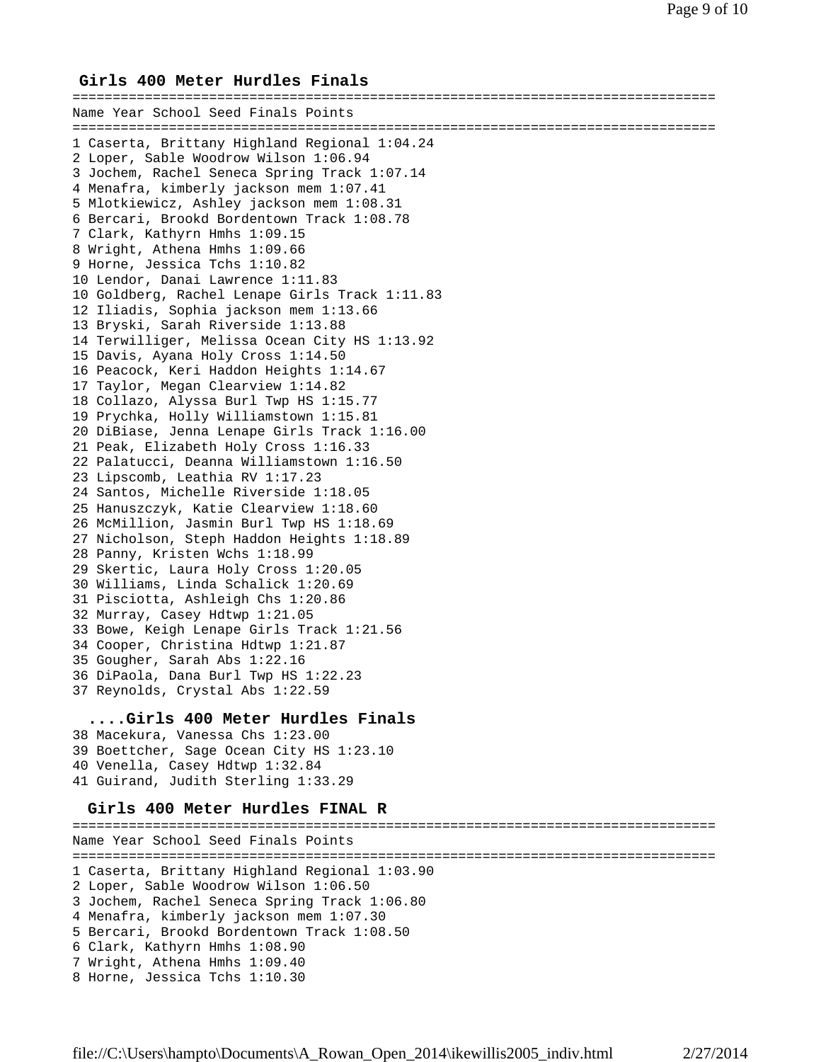## Girls 400 Meter Hurdles Finals

| Place | Name | Year | School | Seed | Finals | Points |
|---|---|---|---|---|---|---|
| 1 | Caserta, Brittany | | Highland Regional | | 1:04.24 | |
| 2 | Loper, Sable | | Woodrow Wilson | | 1:06.94 | |
| 3 | Jochem, Rachel | | Seneca Spring Track | | 1:07.14 | |
| 4 | Menafra, kimberly | | jackson mem | | 1:07.41 | |
| 5 | Mlotkiewicz, Ashley | | jackson mem | | 1:08.31 | |
| 6 | Bercari, Brookd | | Bordentown Track | | 1:08.78 | |
| 7 | Clark, Kathyrn | | Hmhs | | 1:09.15 | |
| 8 | Wright, Athena | | Hmhs | | 1:09.66 | |
| 9 | Horne, Jessica | | Tchs | | 1:10.82 | |
| 10 | Lendor, Danai | | Lawrence | | 1:11.83 | |
| 10 | Goldberg, Rachel | | Lenape Girls Track | | 1:11.83 | |
| 12 | Iliadis, Sophia | | jackson mem | | 1:13.66 | |
| 13 | Bryski, Sarah | | Riverside | | 1:13.88 | |
| 14 | Terwilliger, Melissa | | Ocean City HS | | 1:13.92 | |
| 15 | Davis, Ayana | | Holy Cross | | 1:14.50 | |
| 16 | Peacock, Keri | | Haddon Heights | | 1:14.67 | |
| 17 | Taylor, Megan | | Clearview | | 1:14.82 | |
| 18 | Collazo, Alyssa | | Burl Twp HS | | 1:15.77 | |
| 19 | Prychka, Holly | | Williamstown | | 1:15.81 | |
| 20 | DiBiase, Jenna | | Lenape Girls Track | | 1:16.00 | |
| 21 | Peak, Elizabeth | | Holy Cross | | 1:16.33 | |
| 22 | Palatucci, Deanna | | Williamstown | | 1:16.50 | |
| 23 | Lipscomb, Leathia | | RV | | 1:17.23 | |
| 24 | Santos, Michelle | | Riverside | | 1:18.05 | |
| 25 | Hanuszczyk, Katie | | Clearview | | 1:18.60 | |
| 26 | McMillion, Jasmin | | Burl Twp HS | | 1:18.69 | |
| 27 | Nicholson, Steph | | Haddon Heights | | 1:18.89 | |
| 28 | Panny, Kristen | | Wchs | | 1:18.99 | |
| 29 | Skertic, Laura | | Holy Cross | | 1:20.05 | |
| 30 | Williams, Linda | | Schalick | | 1:20.69 | |
| 31 | Pisciotta, Ashleigh | | Chs | | 1:20.86 | |
| 32 | Murray, Casey | | Hdtwp | | 1:21.05 | |
| 33 | Bowe, Keigh | | Lenape Girls Track | | 1:21.56 | |
| 34 | Cooper, Christina | | Hdtwp | | 1:21.87 | |
| 35 | Gougher, Sarah | | Abs | | 1:22.16 | |
| 36 | DiPaola, Dana | | Burl Twp HS | | 1:22.23 | |
| 37 | Reynolds, Crystal | | Abs | | 1:22.59 | |

## ....Girls 400 Meter Hurdles Finals

| Place | Name | Year | School | Seed | Finals | Points |
|---|---|---|---|---|---|---|
| 38 | Macekura, Vanessa | | Chs | | 1:23.00 | |
| 39 | Boettcher, Sage | | Ocean City HS | | 1:23.10 | |
| 40 | Venella, Casey | | Hdtwp | | 1:32.84 | |
| 41 | Guirand, Judith | | Sterling | | 1:33.29 | |

## Girls 400 Meter Hurdles FINAL R

| Place | Name | Year | School | Seed | Finals | Points |
|---|---|---|---|---|---|---|
| 1 | Caserta, Brittany | | Highland Regional | | 1:03.90 | |
| 2 | Loper, Sable | | Woodrow Wilson | | 1:06.50 | |
| 3 | Jochem, Rachel | | Seneca Spring Track | | 1:06.80 | |
| 4 | Menafra, kimberly | | jackson mem | | 1:07.30 | |
| 5 | Bercari, Brookd | | Bordentown Track | | 1:08.50 | |
| 6 | Clark, Kathyrn | | Hmhs | | 1:08.90 | |
| 7 | Wright, Athena | | Hmhs | | 1:09.40 | |
| 8 | Horne, Jessica | | Tchs | | 1:10.30 | |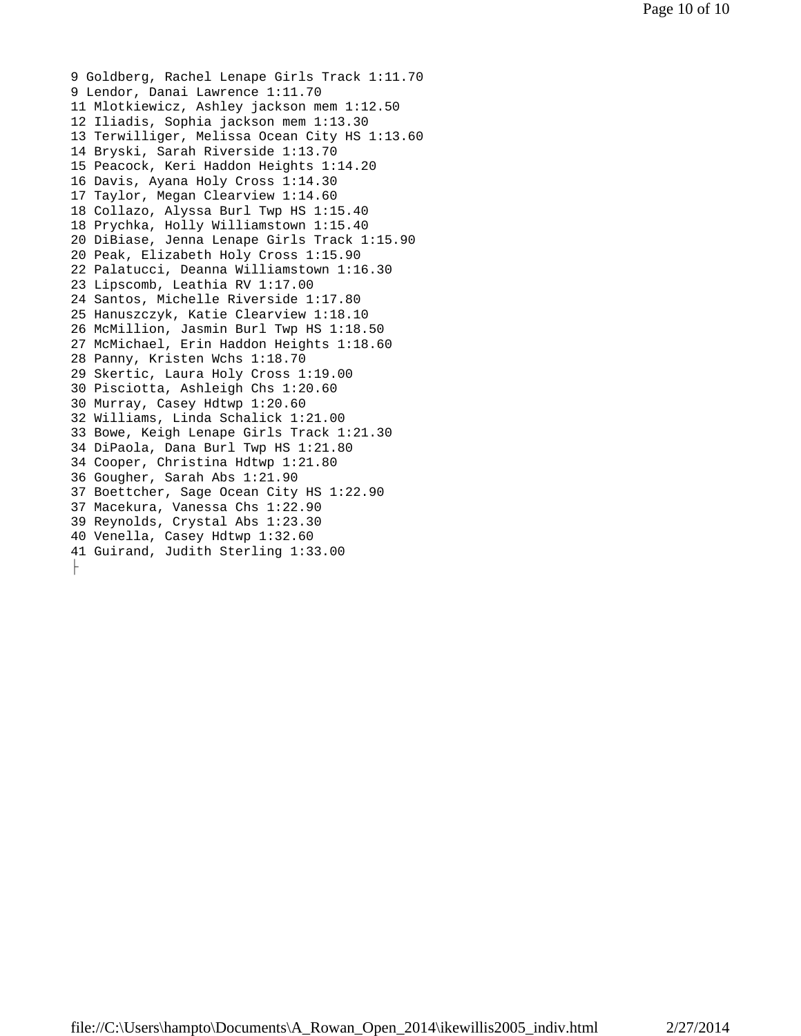```
9 Goldberg, Rachel Lenape Girls Track 1:11.70
9 Lendor, Danai Lawrence 1:11.70
11 Mlotkiewicz, Ashley jackson mem 1:12.50
12 Iliadis, Sophia jackson mem 1:13.30
13 Terwilliger, Melissa Ocean City HS 1:13.60
14 Bryski, Sarah Riverside 1:13.70
15 Peacock, Keri Haddon Heights 1:14.20
16 Davis, Ayana Holy Cross 1:14.30
17 Taylor, Megan Clearview 1:14.60
18 Collazo, Alyssa Burl Twp HS 1:15.40
18 Prychka, Holly Williamstown 1:15.40
20 DiBiase, Jenna Lenape Girls Track 1:15.90
20 Peak, Elizabeth Holy Cross 1:15.90
22 Palatucci, Deanna Williamstown 1:16.30
23 Lipscomb, Leathia RV 1:17.00
24 Santos, Michelle Riverside 1:17.80
25 Hanuszczyk, Katie Clearview 1:18.10
26 McMillion, Jasmin Burl Twp HS 1:18.50
27 McMichael, Erin Haddon Heights 1:18.60
28 Panny, Kristen Wchs 1:18.70
29 Skertic, Laura Holy Cross 1:19.00
30 Pisciotta, Ashleigh Chs 1:20.60
30 Murray, Casey Hdtwp 1:20.60
32 Williams, Linda Schalick 1:21.00
33 Bowe, Keigh Lenape Girls Track 1:21.30
34 DiPaola, Dana Burl Twp HS 1:21.80
34 Cooper, Christina Hdtwp 1:21.80
36 Gougher, Sarah Abs 1:21.90
37 Boettcher, Sage Ocean City HS 1:22.90
37 Macekura, Vanessa Chs 1:22.90
39 Reynolds, Crystal Abs 1:23.30
40 Venella, Casey Hdtwp 1:32.60
41 Guirand, Judith Sterling 1:33.00
```